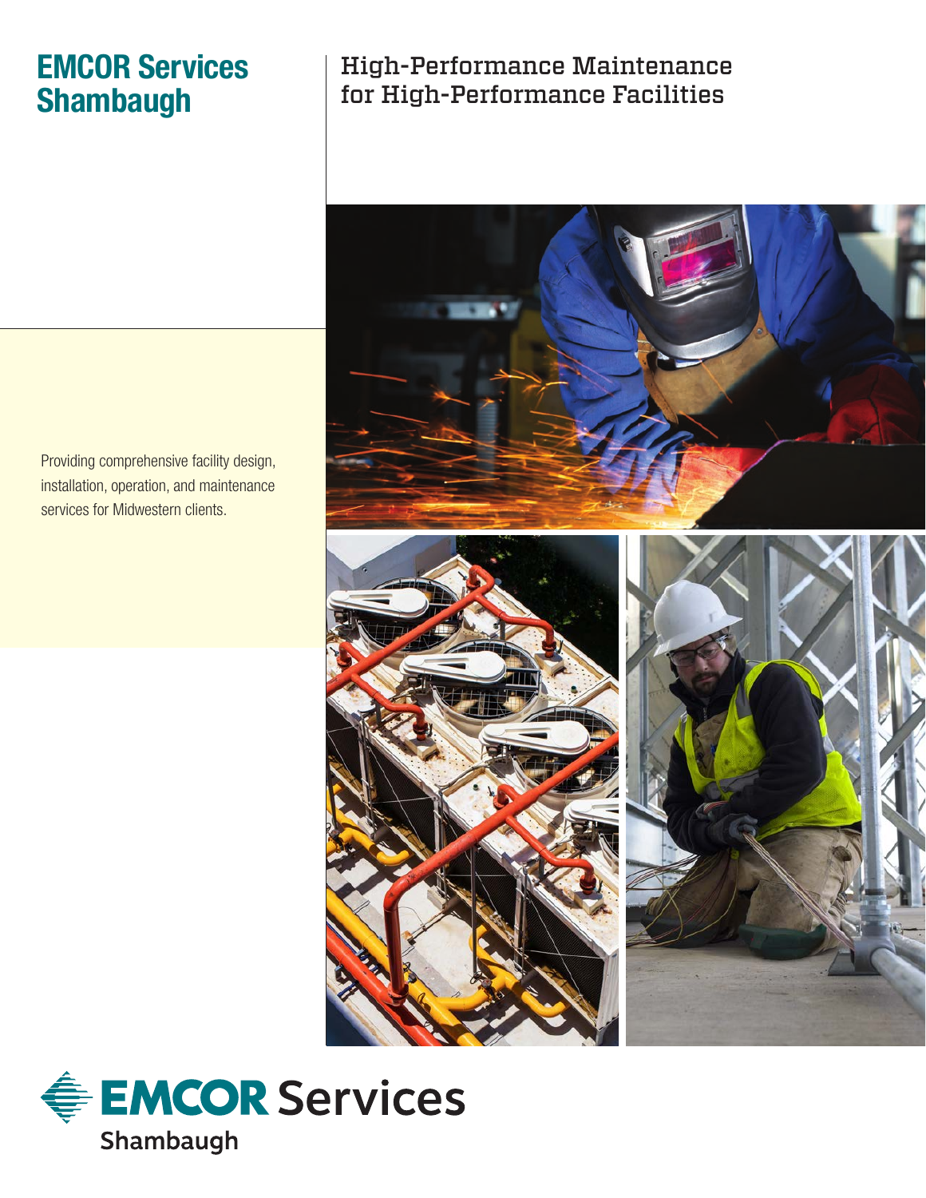# EMCOR Services Shambaugh

## High-Performance Maintenance for High-Performance Facilities

Providing comprehensive facility design, installation, operation, and maintenance services for Midwestern clients.

EMCOR Services
Shambaugh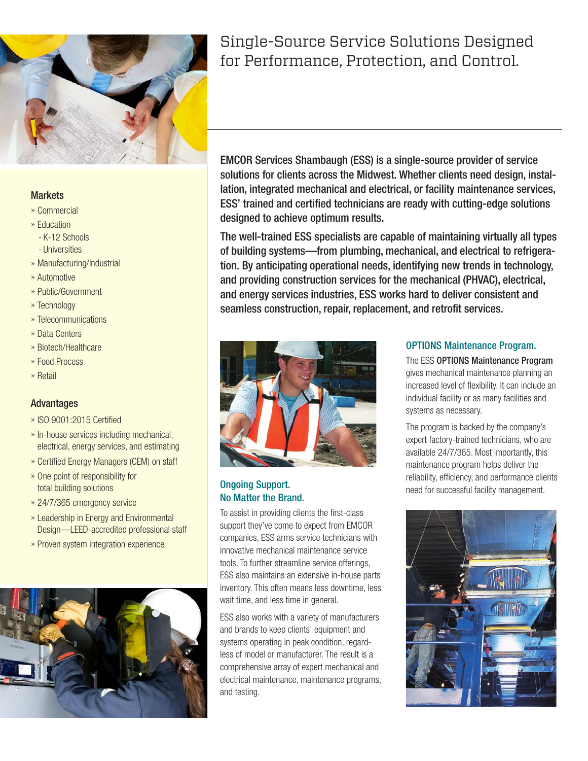# Single-Source Service Solutions Designed for Performance, Protection, and Control.

EMCOR Services Shambaugh (ESS) is a single-source provider of service solutions for clients across the Midwest. Whether clients need design, installation, integrated mechanical and electrical, or facility maintenance services, ESS' trained and certified technicians are ready with cutting-edge solutions designed to achieve optimum results.

The well-trained ESS specialists are capable of maintaining virtually all types of building systems—from plumbing, mechanical, and electrical to refrigeration. By anticipating operational needs, identifying new trends in technology, and providing construction services for the mechanical (PHVAC), electrical, and energy services industries, ESS works hard to deliver consistent and seamless construction, repair, replacement, and retrofit services.

## Markets

- Commercial
- Education
  - K-12 Schools
  - Universities
- Manufacturing/Industrial
- Automotive
- Public/Government
- Technology
- Telecommunications
- Data Centers
- Biotech/Healthcare
- Food Process
- Retail

## Advantages

- ISO 9001:2015 Certified
- In-house services including mechanical, electrical, energy services, and estimating
- Certified Energy Managers (CEM) on staff
- One point of responsibility for total building solutions
- 24/7/365 emergency service
- Leadership in Energy and Environmental Design—LEED-accredited professional staff
- Proven system integration experience

### Ongoing Support. No Matter the Brand.

To assist in providing clients the first-class support they've come to expect from EMCOR companies, ESS arms service technicians with innovative mechanical maintenance service tools. To further streamline service offerings, ESS also maintains an extensive in-house parts inventory. This often means less downtime, less wait time, and less time in general.

ESS also works with a variety of manufacturers and brands to keep clients' equipment and systems operating in peak condition, regardless of model or manufacturer. The result is a comprehensive array of expert mechanical and electrical maintenance, maintenance programs, and testing.

### OPTIONS Maintenance Program.

The ESS **OPTIONS Maintenance Program** gives mechanical maintenance planning an increased level of flexibility. It can include an individual facility or as many facilities and systems as necessary.

The program is backed by the company's expert factory-trained technicians, who are available 24/7/365. Most importantly, this maintenance program helps deliver the reliability, efficiency, and performance clients need for successful facility management.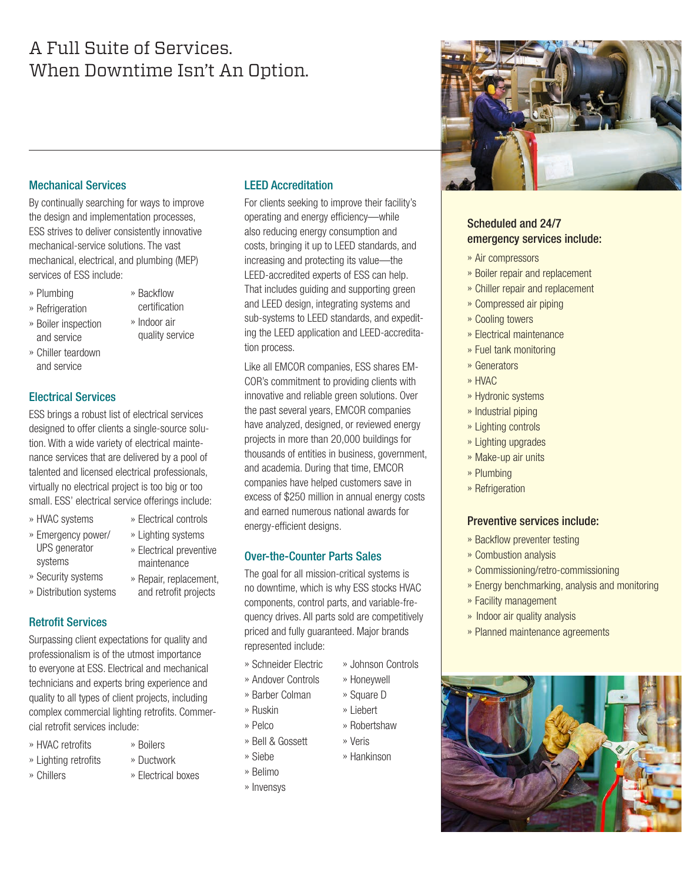# A Full Suite of Services. When Downtime Isn't An Option.

## Mechanical Services

By continually searching for ways to improve the design and implementation processes, ESS strives to deliver consistently innovative mechanical-service solutions. The vast mechanical, electrical, and plumbing (MEP) services of ESS include:

- Plumbing
- Refrigeration
- Boiler inspection and service
- Chiller teardown and service
- Backflow certification
- Indoor air quality service

## Electrical Services

ESS brings a robust list of electrical services designed to offer clients a single-source solution. With a wide variety of electrical maintenance services that are delivered by a pool of talented and licensed electrical professionals, virtually no electrical project is too big or too small. ESS' electrical service offerings include:

- HVAC systems
- Emergency power/ UPS generator systems
- Security systems
- Distribution systems
- Electrical controls
- Lighting systems
- Electrical preventive maintenance
- Repair, replacement, and retrofit projects

## Retrofit Services

Surpassing client expectations for quality and professionalism is of the utmost importance to everyone at ESS. Electrical and mechanical technicians and experts bring experience and quality to all types of client projects, including complex commercial lighting retrofits. Commercial retrofit services include:

- HVAC retrofits
- Lighting retrofits
- Chillers
- Boilers
- Ductwork
- Electrical boxes

## LEED Accreditation

For clients seeking to improve their facility's operating and energy efficiency—while also reducing energy consumption and costs, bringing it up to LEED standards, and increasing and protecting its value—the LEED-accredited experts of ESS can help. That includes guiding and supporting green and LEED design, integrating systems and sub-systems to LEED standards, and expediting the LEED application and LEED-accreditation process.

Like all EMCOR companies, ESS shares EMCOR's commitment to providing clients with innovative and reliable green solutions. Over the past several years, EMCOR companies have analyzed, designed, or reviewed energy projects in more than 20,000 buildings for thousands of entities in business, government, and academia. During that time, EMCOR companies have helped customers save in excess of $250 million in annual energy costs and earned numerous national awards for energy-efficient designs.

## Over-the-Counter Parts Sales

The goal for all mission-critical systems is no downtime, which is why ESS stocks HVAC components, control parts, and variable-frequency drives. All parts sold are competitively priced and fully guaranteed. Major brands represented include:

- Schneider Electric
- Andover Controls
- Barber Colman
- Ruskin
- Pelco
- Bell & Gossett
- Siebe
- Belimo
- Invensys
- Johnson Controls
- Honeywell
- Square D
- Liebert
- Robertshaw
- Veris
- Hankinson

### Scheduled and 24/7 emergency services include:

- Air compressors
- Boiler repair and replacement
- Chiller repair and replacement
- Compressed air piping
- Cooling towers
- Electrical maintenance
- Fuel tank monitoring
- Generators
- HVAC
- Hydronic systems
- Industrial piping
- Lighting controls
- Lighting upgrades
- Make-up air units
- Plumbing
- Refrigeration

### Preventive services include:

- Backflow preventer testing
- Combustion analysis
- Commissioning/retro-commissioning
- Energy benchmarking, analysis and monitoring
- Facility management
- Indoor air quality analysis
- Planned maintenance agreements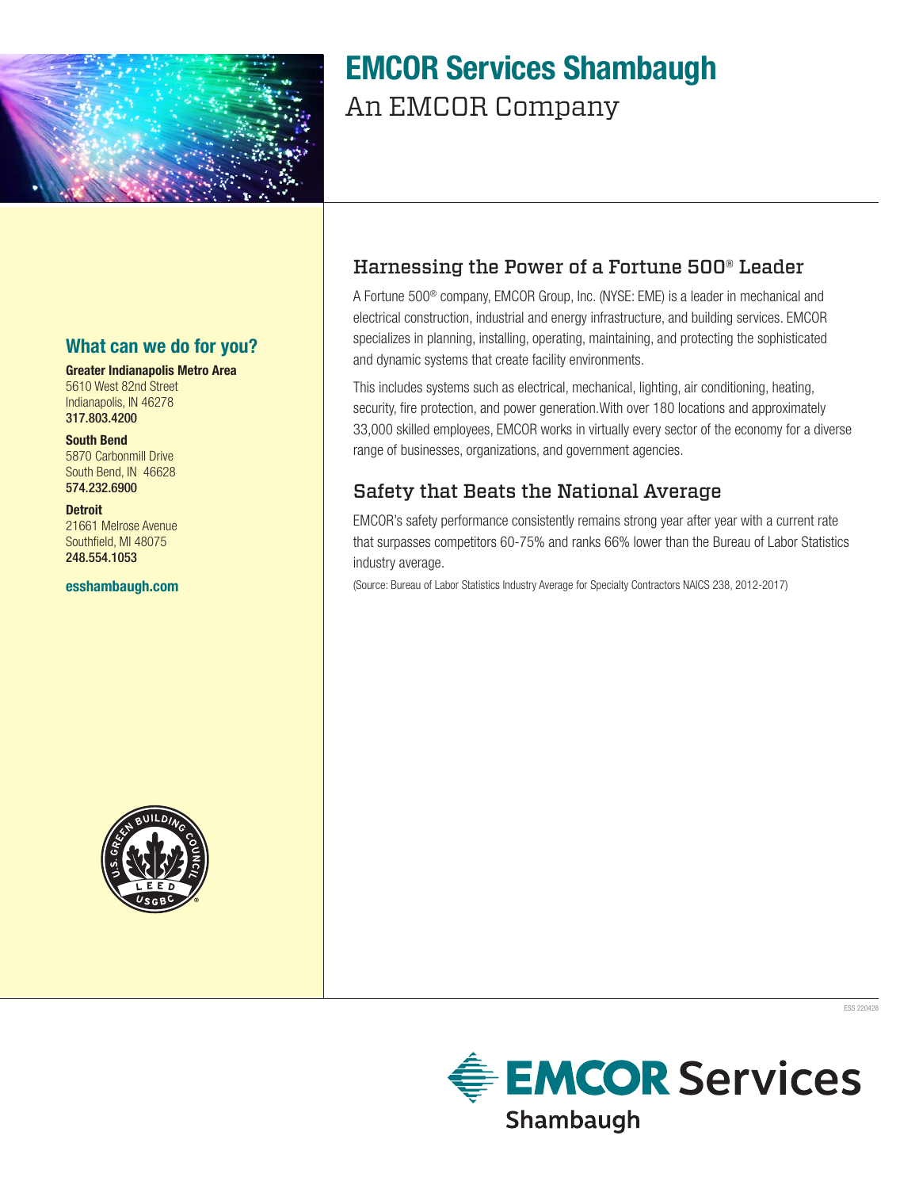# EMCOR Services Shambaugh

An EMCOR Company

## What can we do for you?

**Greater Indianapolis Metro Area**
5610 West 82nd Street
Indianapolis, IN 46278
**317.803.4200**

**South Bend**
5870 Carbonmill Drive
South Bend, IN 46628
**574.232.6900**

**Detroit**
21661 Melrose Avenue
Southfield, MI 48075
**248.554.1053**

**esshambaugh.com**

## Harnessing the Power of a Fortune 500® Leader

A Fortune 500® company, EMCOR Group, Inc. (NYSE: EME) is a leader in mechanical and electrical construction, industrial and energy infrastructure, and building services. EMCOR specializes in planning, installing, operating, maintaining, and protecting the sophisticated and dynamic systems that create facility environments.

This includes systems such as electrical, mechanical, lighting, air conditioning, heating, security, fire protection, and power generation.With over 180 locations and approximately 33,000 skilled employees, EMCOR works in virtually every sector of the economy for a diverse range of businesses, organizations, and government agencies.

## Safety that Beats the National Average

EMCOR's safety performance consistently remains strong year after year with a current rate that surpasses competitors 60-75% and ranks 66% lower than the Bureau of Labor Statistics industry average.

(Source: Bureau of Labor Statistics Industry Average for Specialty Contractors NAICS 238, 2012-2017)

ESS 220428

EMCOR Services
Shambaugh